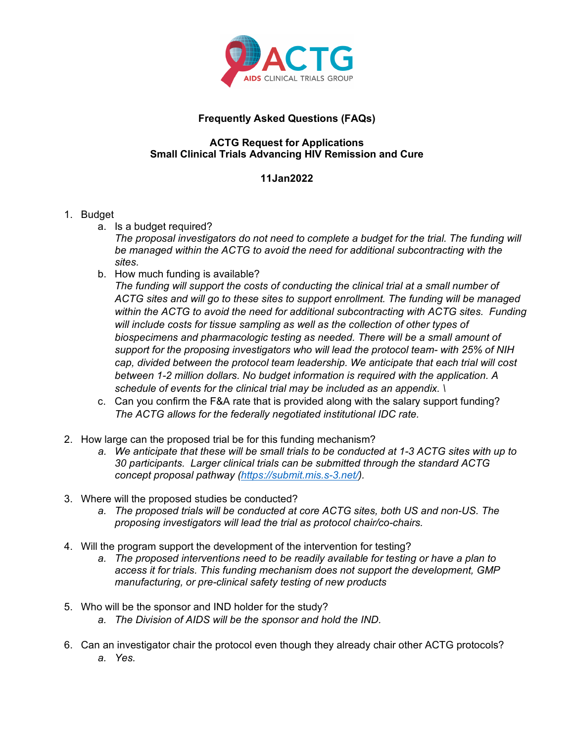# Frequently Asked Questions (FAQs)

## ACTG Request for Applications
## Small Clinical Trials Advancing HIV Remission and Cure

### 11Jan2022

1. Budget
   a. Is a budget required?
      *The proposal investigators do not need to complete a budget for the trial. The funding will be managed within the ACTG to avoid the need for additional subcontracting with the sites.*
   b. How much funding is available?
      *The funding will support the costs of conducting the clinical trial at a small number of ACTG sites and will go to these sites to support enrollment. The funding will be managed within the ACTG to avoid the need for additional subcontracting with ACTG sites. Funding will include costs for tissue sampling as well as the collection of other types of biospecimens and pharmacologic testing as needed. There will be a small amount of support for the proposing investigators who will lead the protocol team- with 25% of NIH cap, divided between the protocol team leadership. We anticipate that each trial will cost between 1-2 million dollars. No budget information is required with the application. A schedule of events for the clinical trial may be included as an appendix. \*
   c. Can you confirm the F&A rate that is provided along with the salary support funding?
      *The ACTG allows for the federally negotiated institutional IDC rate.*

2. How large can the proposed trial be for this funding mechanism?
   a. *We anticipate that these will be small trials to be conducted at 1-3 ACTG sites with up to 30 participants. Larger clinical trials can be submitted through the standard ACTG concept proposal pathway ([https://submit.mis.s-3.net/](https://submit.mis.s-3.net/)).*

3. Where will the proposed studies be conducted?
   a. *The proposed trials will be conducted at core ACTG sites, both US and non-US. The proposing investigators will lead the trial as protocol chair/co-chairs.*

4. Will the program support the development of the intervention for testing?
   a. *The proposed interventions need to be readily available for testing or have a plan to access it for trials. This funding mechanism does not support the development, GMP manufacturing, or pre-clinical safety testing of new products*

5. Who will be the sponsor and IND holder for the study?
   a. *The Division of AIDS will be the sponsor and hold the IND.*

6. Can an investigator chair the protocol even though they already chair other ACTG protocols?
   a. *Yes.*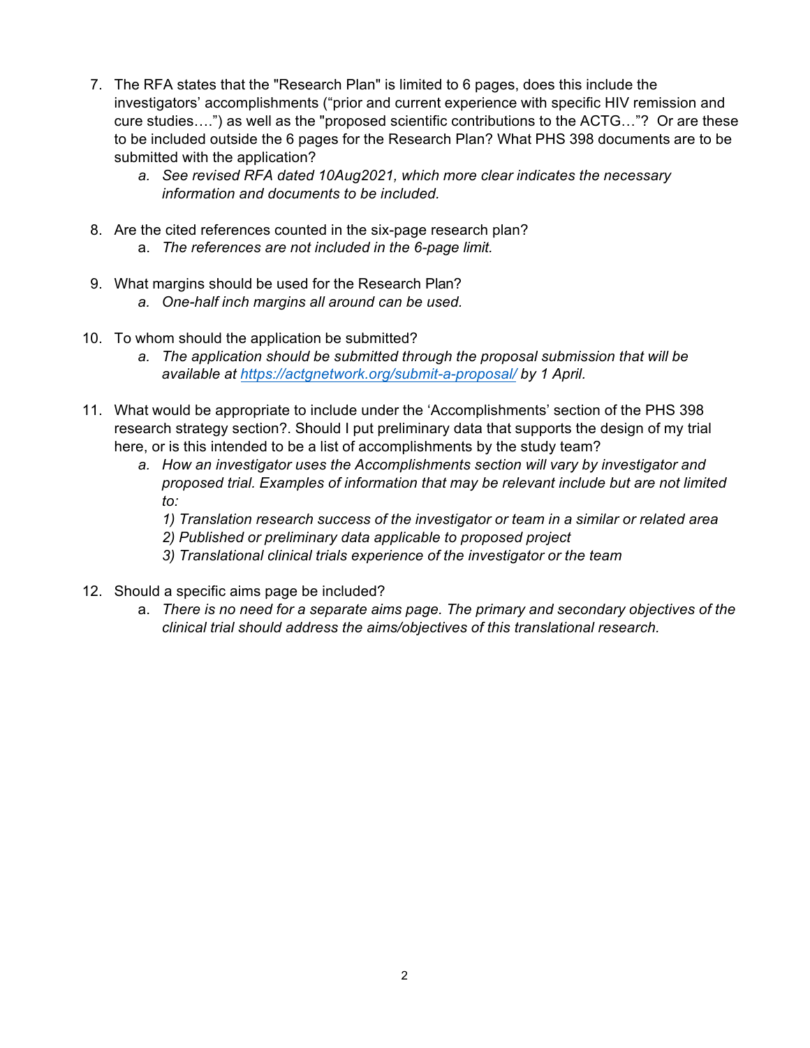7. The RFA states that the "Research Plan" is limited to 6 pages, does this include the investigators' accomplishments ("prior and current experience with specific HIV remission and cure studies….") as well as the "proposed scientific contributions to the ACTG…"? Or are these to be included outside the 6 pages for the Research Plan? What PHS 398 documents are to be submitted with the application?
   a. *See revised RFA dated 10Aug2021, which more clear indicates the necessary information and documents to be included.*

8. Are the cited references counted in the six-page research plan?
   a. *The references are not included in the 6-page limit.*

9. What margins should be used for the Research Plan?
   a. *One-half inch margins all around can be used.*

10. To whom should the application be submitted?
    a. *The application should be submitted through the proposal submission that will be available at [https://actgnetwork.org/submit-a-proposal/](https://actgnetwork.org/submit-a-proposal/) by 1 April.*

11. What would be appropriate to include under the 'Accomplishments' section of the PHS 398 research strategy section?. Should I put preliminary data that supports the design of my trial here, or is this intended to be a list of accomplishments by the study team?
    a. *How an investigator uses the Accomplishments section will vary by investigator and proposed trial. Examples of information that may be relevant include but are not limited to:*
       *1) Translation research success of the investigator or team in a similar or related area*
       *2) Published or preliminary data applicable to proposed project*
       *3) Translational clinical trials experience of the investigator or the team*

12. Should a specific aims page be included?
    a. *There is no need for a separate aims page. The primary and secondary objectives of the clinical trial should address the aims/objectives of this translational research.*